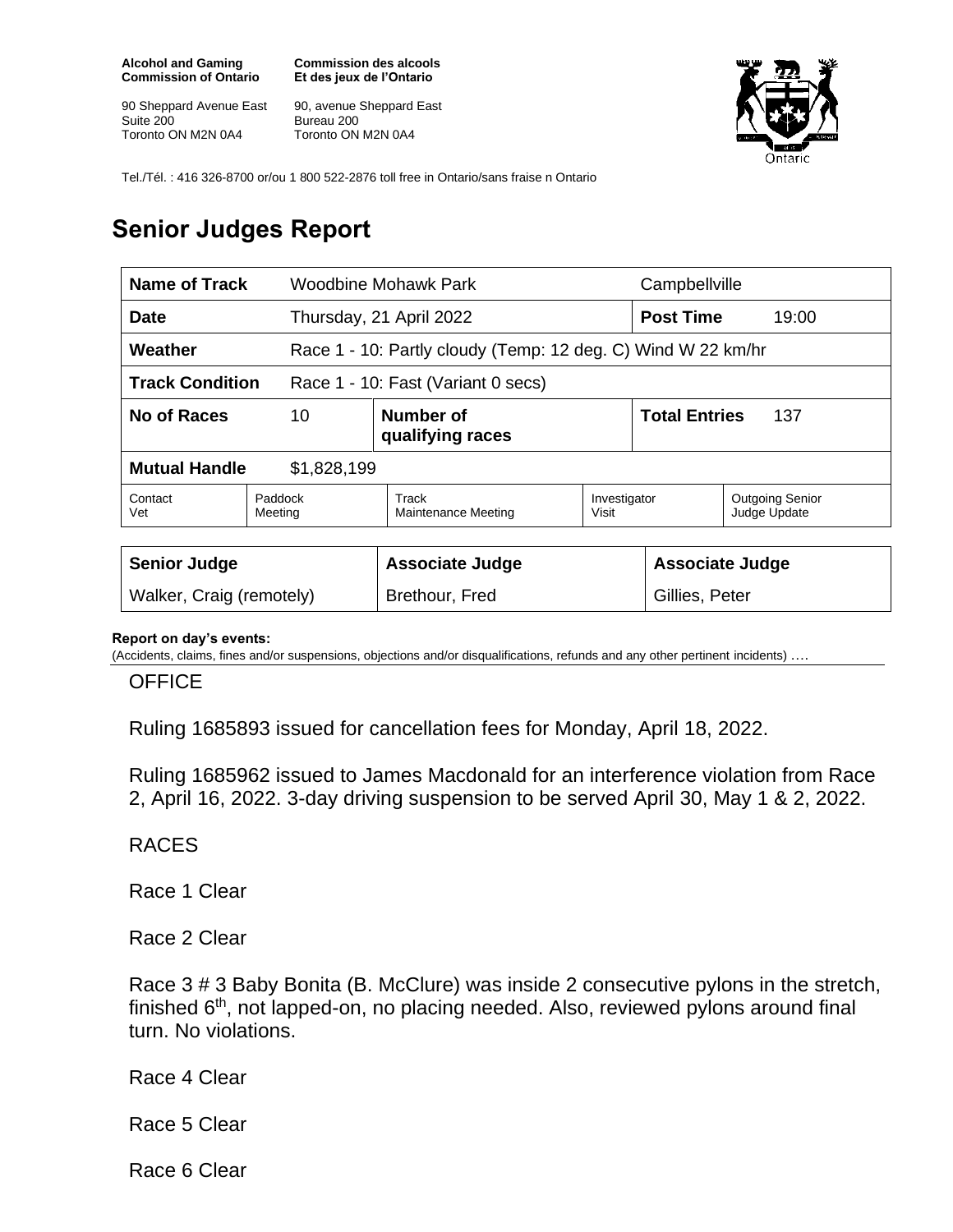**Alcohol and Gaming Commission of Ontario**

90 Sheppard Avenue East
Suite 200
Toronto ON M2N 0A4

**Commission des alcools Et des jeux de l'Ontario**

90, avenue Sheppard East
Bureau 200
Toronto ON M2N 0A4

Tel./Tél. : 416 326-8700 or/ou 1 800 522-2876 toll free in Ontario/sans fraise n Ontario

# Senior Judges Report

| **Name of Track** | Woodbine Mohawk Park | | Campbellville | |
|---|---|---|---|---|
| **Date** | Thursday, 21 April 2022 | | **Post Time** | 19:00 |
| **Weather** | Race 1 - 10: Partly cloudy (Temp: 12 deg. C) Wind W 22 km/hr | | | |
| **Track Condition** | Race 1 - 10: Fast (Variant 0 secs) | | | |
| **No of Races** | 10 | **Number of qualifying races** | **Total Entries** | 137 |
| **Mutual Handle** | $1,828,199 | | | |

| Contact Vet | Paddock Meeting | Track Maintenance Meeting | Investigator Visit | Outgoing Senior Judge Update |
|---|---|---|---|---|
| | | | | |

| **Senior Judge** | **Associate Judge** | **Associate Judge** |
|---|---|---|
| Walker, Craig (remotely) | Brethour, Fred | Gillies, Peter |

**Report on day's events:**
(Accidents, claims, fines and/or suspensions, objections and/or disqualifications, refunds and any other pertinent incidents) ….

OFFICE

Ruling 1685893 issued for cancellation fees for Monday, April 18, 2022.

Ruling 1685962 issued to James Macdonald for an interference violation from Race 2, April 16, 2022. 3-day driving suspension to be served April 30, May 1 & 2, 2022.

RACES

Race 1 Clear

Race 2 Clear

Race 3 # 3 Baby Bonita (B. McClure) was inside 2 consecutive pylons in the stretch, finished 6th, not lapped-on, no placing needed. Also, reviewed pylons around final turn. No violations.

Race 4 Clear

Race 5 Clear

Race 6 Clear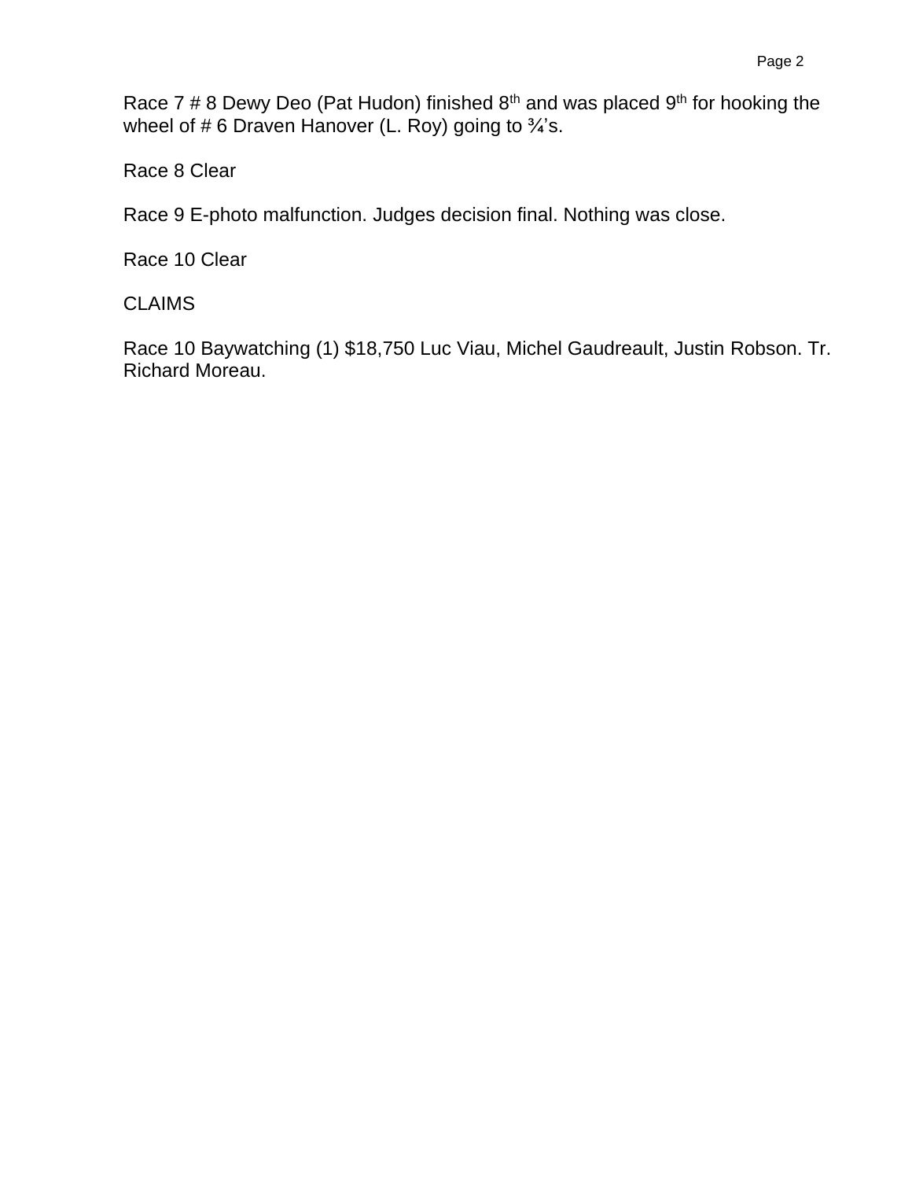Race 7 # 8 Dewy Deo (Pat Hudon) finished 8th and was placed 9th for hooking the wheel of # 6 Draven Hanover (L. Roy) going to ¾'s.

Race 8 Clear

Race 9 E-photo malfunction. Judges decision final. Nothing was close.

Race 10 Clear

CLAIMS

Race 10 Baywatching (1) $18,750 Luc Viau, Michel Gaudreault, Justin Robson. Tr. Richard Moreau.